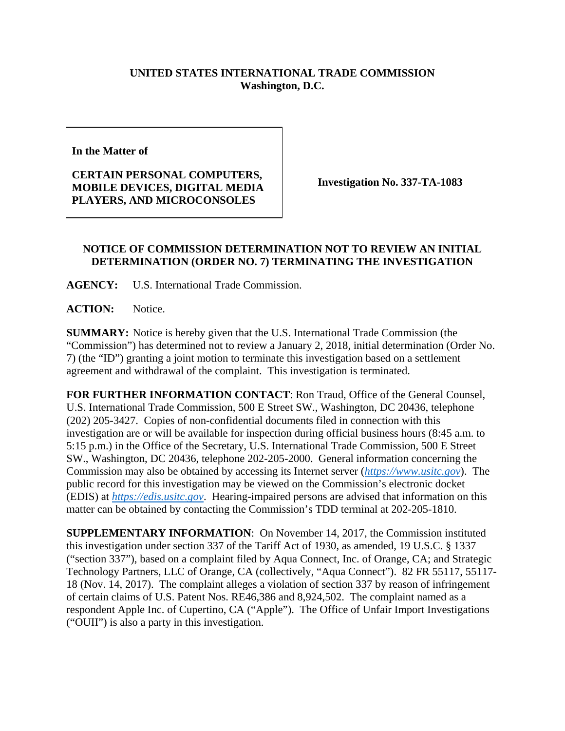**UNITED STATES INTERNATIONAL TRADE COMMISSION**
**Washington, D.C.**

| In the Matter of<br><br>**CERTAIN PERSONAL COMPUTERS, MOBILE DEVICES, DIGITAL MEDIA PLAYERS, AND MICROCONSOLES** | **Investigation No. 337-TA-1083** |
| --- | --- |

## NOTICE OF COMMISSION DETERMINATION NOT TO REVIEW AN INITIAL DETERMINATION (ORDER NO. 7) TERMINATING THE INVESTIGATION

**AGENCY:** U.S. International Trade Commission.

**ACTION:** Notice.

**SUMMARY:** Notice is hereby given that the U.S. International Trade Commission (the "Commission") has determined not to review a January 2, 2018, initial determination (Order No. 7) (the "ID") granting a joint motion to terminate this investigation based on a settlement agreement and withdrawal of the complaint. This investigation is terminated.

**FOR FURTHER INFORMATION CONTACT**: Ron Traud, Office of the General Counsel, U.S. International Trade Commission, 500 E Street SW., Washington, DC 20436, telephone (202) 205-3427. Copies of non-confidential documents filed in connection with this investigation are or will be available for inspection during official business hours (8:45 a.m. to 5:15 p.m.) in the Office of the Secretary, U.S. International Trade Commission, 500 E Street SW., Washington, DC 20436, telephone 202-205-2000. General information concerning the Commission may also be obtained by accessing its Internet server (*https://www.usitc.gov*). The public record for this investigation may be viewed on the Commission's electronic docket (EDIS) at *https://edis.usitc.gov*. Hearing-impaired persons are advised that information on this matter can be obtained by contacting the Commission's TDD terminal at 202-205-1810.

**SUPPLEMENTARY INFORMATION**: On November 14, 2017, the Commission instituted this investigation under section 337 of the Tariff Act of 1930, as amended, 19 U.S.C. § 1337 ("section 337"), based on a complaint filed by Aqua Connect, Inc. of Orange, CA; and Strategic Technology Partners, LLC of Orange, CA (collectively, "Aqua Connect"). 82 FR 55117, 55117-18 (Nov. 14, 2017). The complaint alleges a violation of section 337 by reason of infringement of certain claims of U.S. Patent Nos. RE46,386 and 8,924,502. The complaint named as a respondent Apple Inc. of Cupertino, CA ("Apple"). The Office of Unfair Import Investigations ("OUII") is also a party in this investigation.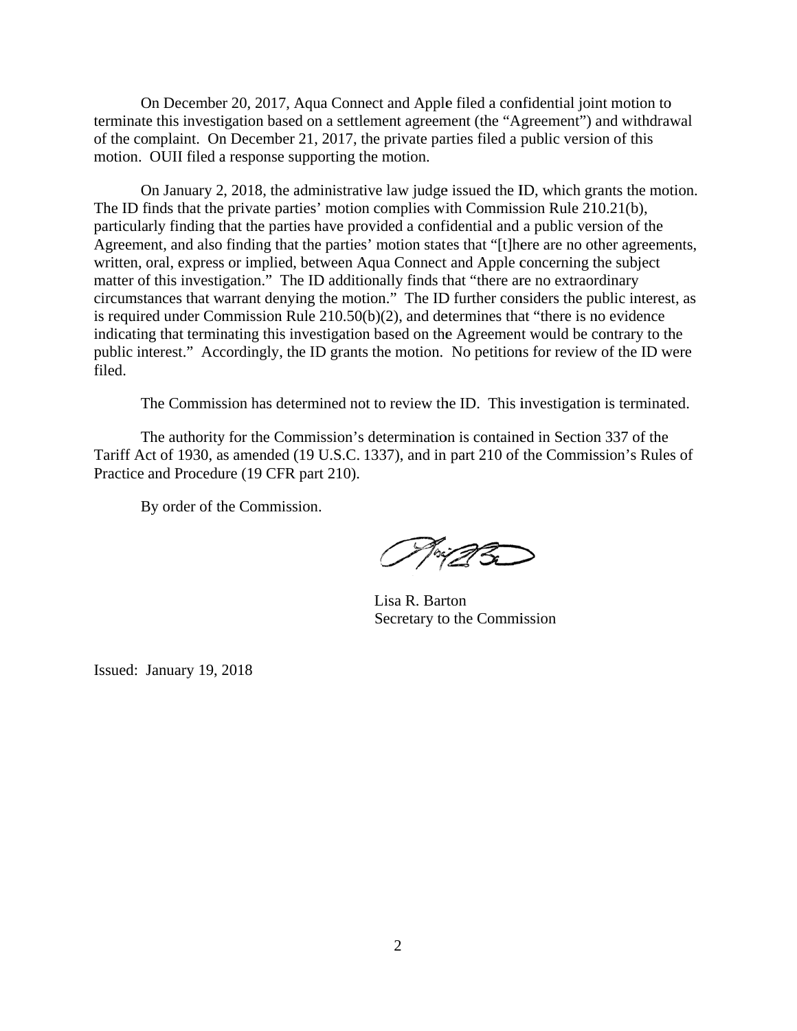On December 20, 2017, Aqua Connect and Apple filed a confidential joint motion to terminate this investigation based on a settlement agreement (the "Agreement") and withdrawal of the complaint. On December 21, 2017, the private parties filed a public version of this motion. OUII filed a response supporting the motion.

On January 2, 2018, the administrative law judge issued the ID, which grants the motion. The ID finds that the private parties' motion complies with Commission Rule 210.21(b), particularly finding that the parties have provided a confidential and a public version of the Agreement, and also finding that the parties' motion states that "[t]here are no other agreements, written, oral, express or implied, between Aqua Connect and Apple concerning the subject matter of this investigation." The ID additionally finds that "there are no extraordinary circumstances that warrant denying the motion." The ID further considers the public interest, as is required under Commission Rule 210.50(b)(2), and determines that "there is no evidence indicating that terminating this investigation based on the Agreement would be contrary to the public interest." Accordingly, the ID grants the motion. No petitions for review of the ID were filed.

The Commission has determined not to review the ID. This investigation is terminated.

The authority for the Commission's determination is contained in Section 337 of the Tariff Act of 1930, as amended (19 U.S.C. 1337), and in part 210 of the Commission's Rules of Practice and Procedure (19 CFR part 210).

By order of the Commission.

Lisa R. Barton
Secretary to the Commission

Issued: January 19, 2018